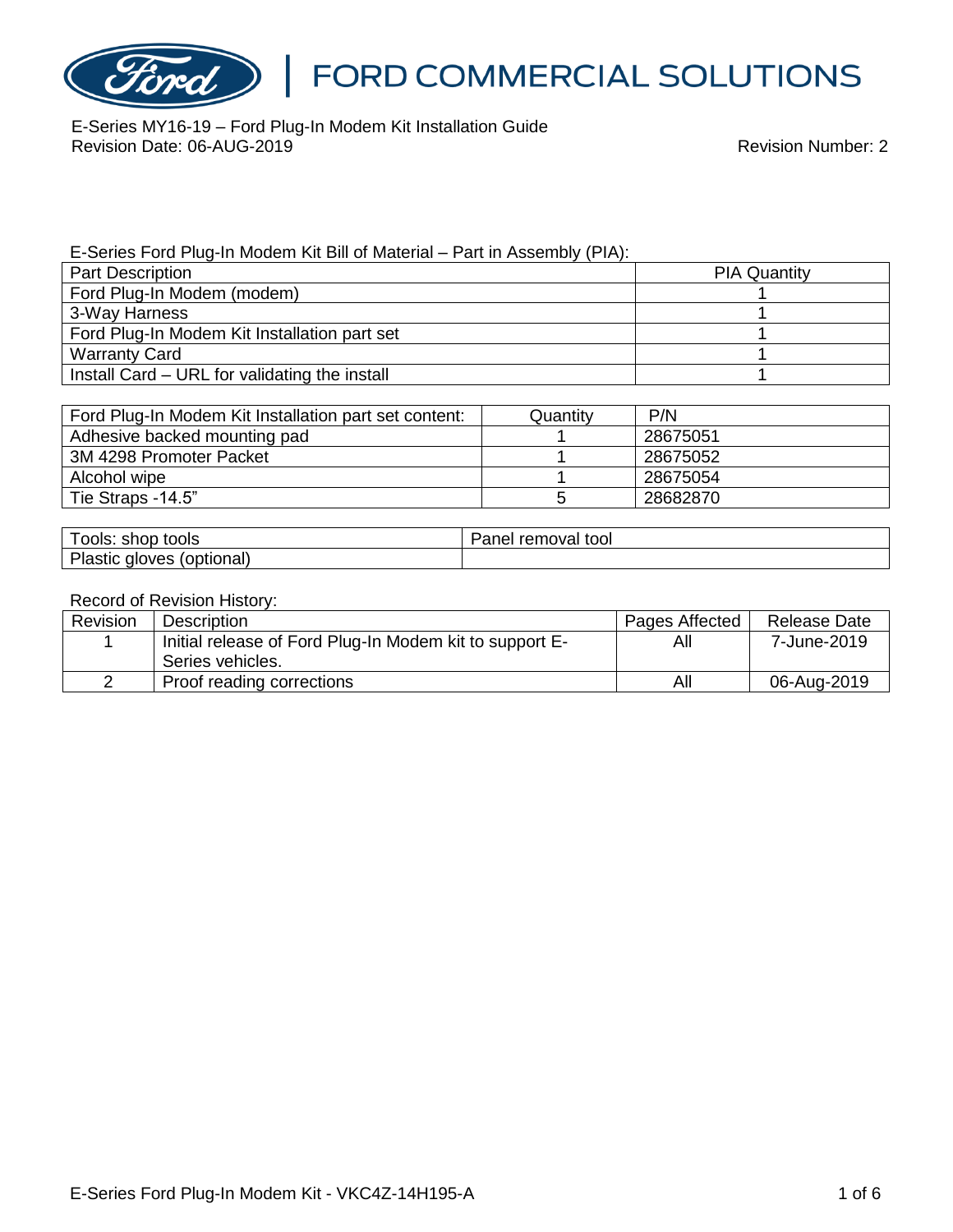# FORD COMMERCIAL SOLUTIONS

E-Series MY16-19 – Ford Plug-In Modem Kit Installation Guide
Revision Date: 06-AUG-2019 Revision Number: 2

E-Series Ford Plug-In Modem Kit Bill of Material – Part in Assembly (PIA):

| Part Description | PIA Quantity |
|---|---|
| Ford Plug-In Modem (modem) | 1 |
| 3-Way Harness | 1 |
| Ford Plug-In Modem Kit Installation part set | 1 |
| Warranty Card | 1 |
| Install Card – URL for validating the install | 1 |

| Ford Plug-In Modem Kit Installation part set content: | Quantity | P/N |
|---|---|---|
| Adhesive backed mounting pad | 1 | 28675051 |
| 3M 4298 Promoter Packet | 1 | 28675052 |
| Alcohol wipe | 1 | 28675054 |
| Tie Straps -14.5" | 5 | 28682870 |

| Tools: shop tools | Panel removal tool |
|---|---|
| Plastic gloves (optional) | |

Record of Revision History:

| Revision | Description | Pages Affected | Release Date |
|---|---|---|---|
| 1 | Initial release of Ford Plug-In Modem kit to support E-Series vehicles. | All | 7-June-2019 |
| 2 | Proof reading corrections | All | 06-Aug-2019 |

E-Series Ford Plug-In Modem Kit - VKC4Z-14H195-A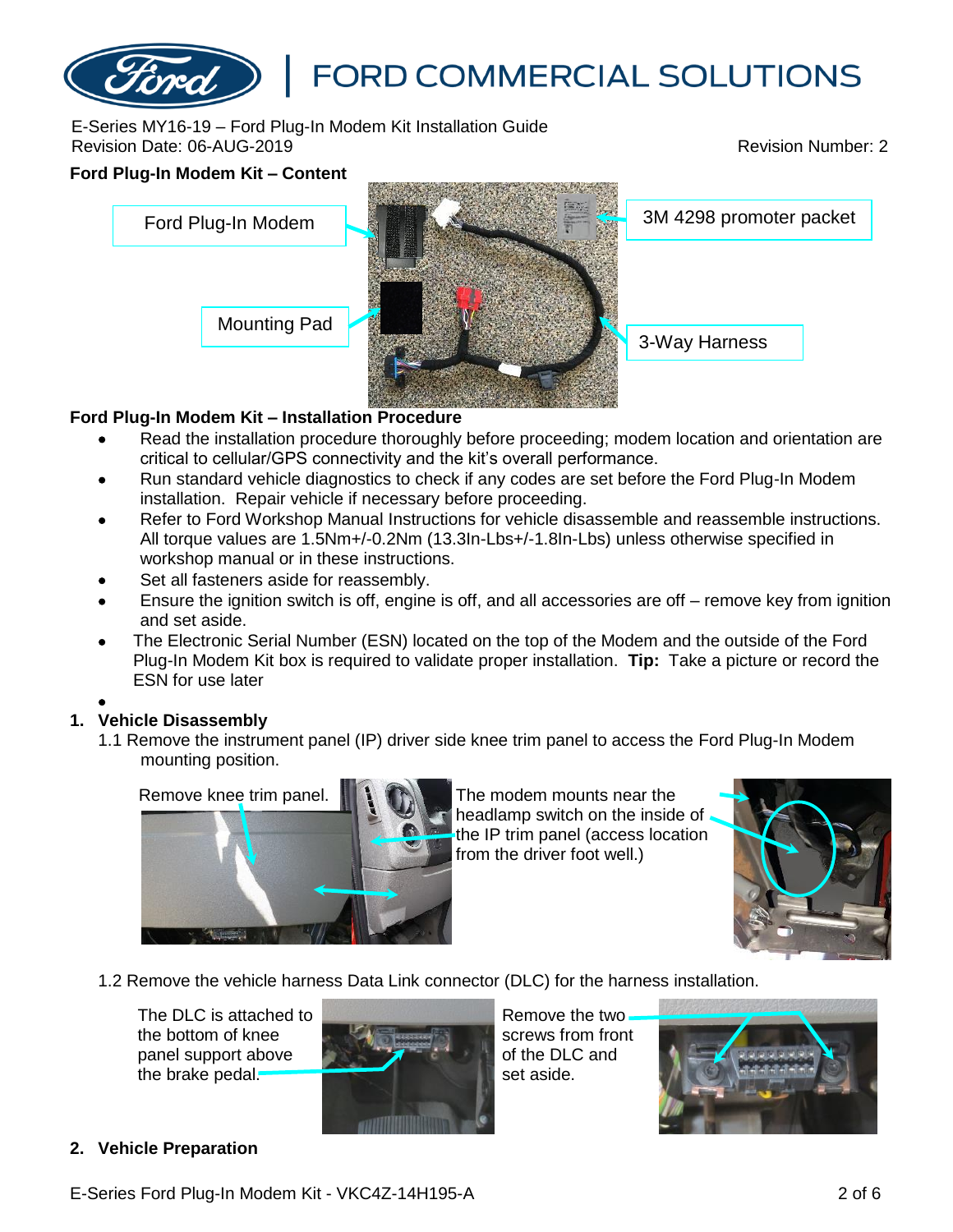E-Series MY16-19 – Ford Plug-In Modem Kit Installation Guide
Revision Date: 06-AUG-2019 Revision Number: 2

**Ford Plug-In Modem Kit – Content**

Ford Plug-In Modem

3M 4298 promoter packet

Mounting Pad

3-Way Harness

**Ford Plug-In Modem Kit – Installation Procedure**

- Read the installation procedure thoroughly before proceeding; modem location and orientation are critical to cellular/GPS connectivity and the kit's overall performance.
- Run standard vehicle diagnostics to check if any codes are set before the Ford Plug-In Modem installation. Repair vehicle if necessary before proceeding.
- Refer to Ford Workshop Manual Instructions for vehicle disassemble and reassemble instructions. All torque values are 1.5Nm+/-0.2Nm (13.3In-Lbs+/-1.8In-Lbs) unless otherwise specified in workshop manual or in these instructions.
- Set all fasteners aside for reassembly.
- Ensure the ignition switch is off, engine is off, and all accessories are off – remove key from ignition and set aside.
- The Electronic Serial Number (ESN) located on the top of the Modem and the outside of the Ford Plug-In Modem Kit box is required to validate proper installation. **Tip:** Take a picture or record the ESN for use later

## 1. Vehicle Disassembly

1.1 Remove the instrument panel (IP) driver side knee trim panel to access the Ford Plug-In Modem mounting position.

Remove knee trim panel.

The modem mounts near the headlamp switch on the inside of the IP trim panel (access location from the driver foot well.)

1.2 Remove the vehicle harness Data Link connector (DLC) for the harness installation.

The DLC is attached to the bottom of knee panel support above the brake pedal.

Remove the two screws from front of the DLC and set aside.

## 2. Vehicle Preparation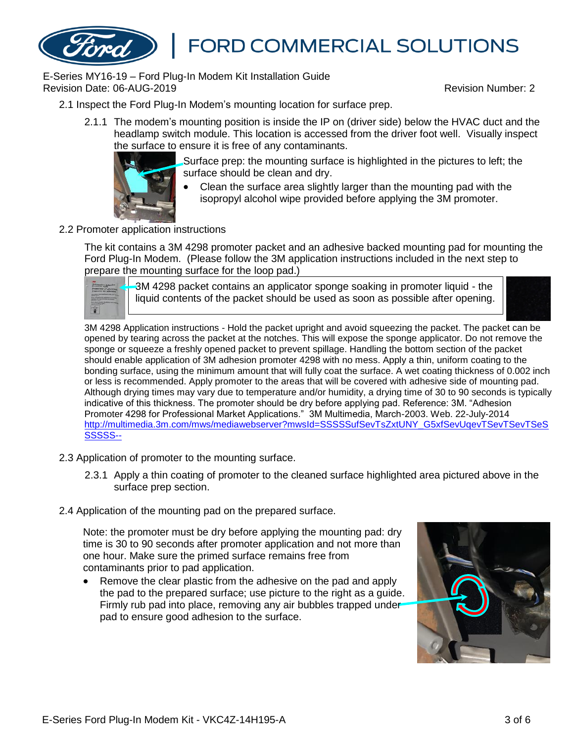2.1 Inspect the Ford Plug-In Modem's mounting location for surface prep.

2.1.1 The modem's mounting position is inside the IP on (driver side) below the HVAC duct and the headlamp switch module. This location is accessed from the driver foot well. Visually inspect the surface to ensure it is free of any contaminants.

Surface prep: the mounting surface is highlighted in the pictures to left; the surface should be clean and dry.

- Clean the surface area slightly larger than the mounting pad with the isopropyl alcohol wipe provided before applying the 3M promoter.

2.2 Promoter application instructions

The kit contains a 3M 4298 promoter packet and an adhesive backed mounting pad for mounting the Ford Plug-In Modem. (Please follow the 3M application instructions included in the next step to prepare the mounting surface for the loop pad.)

3M 4298 packet contains an applicator sponge soaking in promoter liquid - the liquid contents of the packet should be used as soon as possible after opening.

3M 4298 Application instructions - Hold the packet upright and avoid squeezing the packet. The packet can be opened by tearing across the packet at the notches. This will expose the sponge applicator. Do not remove the sponge or squeeze a freshly opened packet to prevent spillage. Handling the bottom section of the packet should enable application of 3M adhesion promoter 4298 with no mess. Apply a thin, uniform coating to the bonding surface, using the minimum amount that will fully coat the surface. A wet coating thickness of 0.002 inch or less is recommended. Apply promoter to the areas that will be covered with adhesive side of mounting pad. Although drying times may vary due to temperature and/or humidity, a drying time of 30 to 90 seconds is typically indicative of this thickness. The promoter should be dry before applying pad. Reference: 3M. "Adhesion Promoter 4298 for Professional Market Applications." 3M Multimedia, March-2003. Web. 22-July-2014 http://multimedia.3m.com/mws/mediawebserver?mwsId=SSSSSufSevTsZxtUNY_G5xfSevUqevTSevTSevTSeSSSSSS--

2.3 Application of promoter to the mounting surface.

2.3.1 Apply a thin coating of promoter to the cleaned surface highlighted area pictured above in the surface prep section.

2.4 Application of the mounting pad on the prepared surface.

Note: the promoter must be dry before applying the mounting pad: dry time is 30 to 90 seconds after promoter application and not more than one hour. Make sure the primed surface remains free from contaminants prior to pad application.

- Remove the clear plastic from the adhesive on the pad and apply the pad to the prepared surface; use picture to the right as a guide. Firmly rub pad into place, removing any air bubbles trapped under pad to ensure good adhesion to the surface.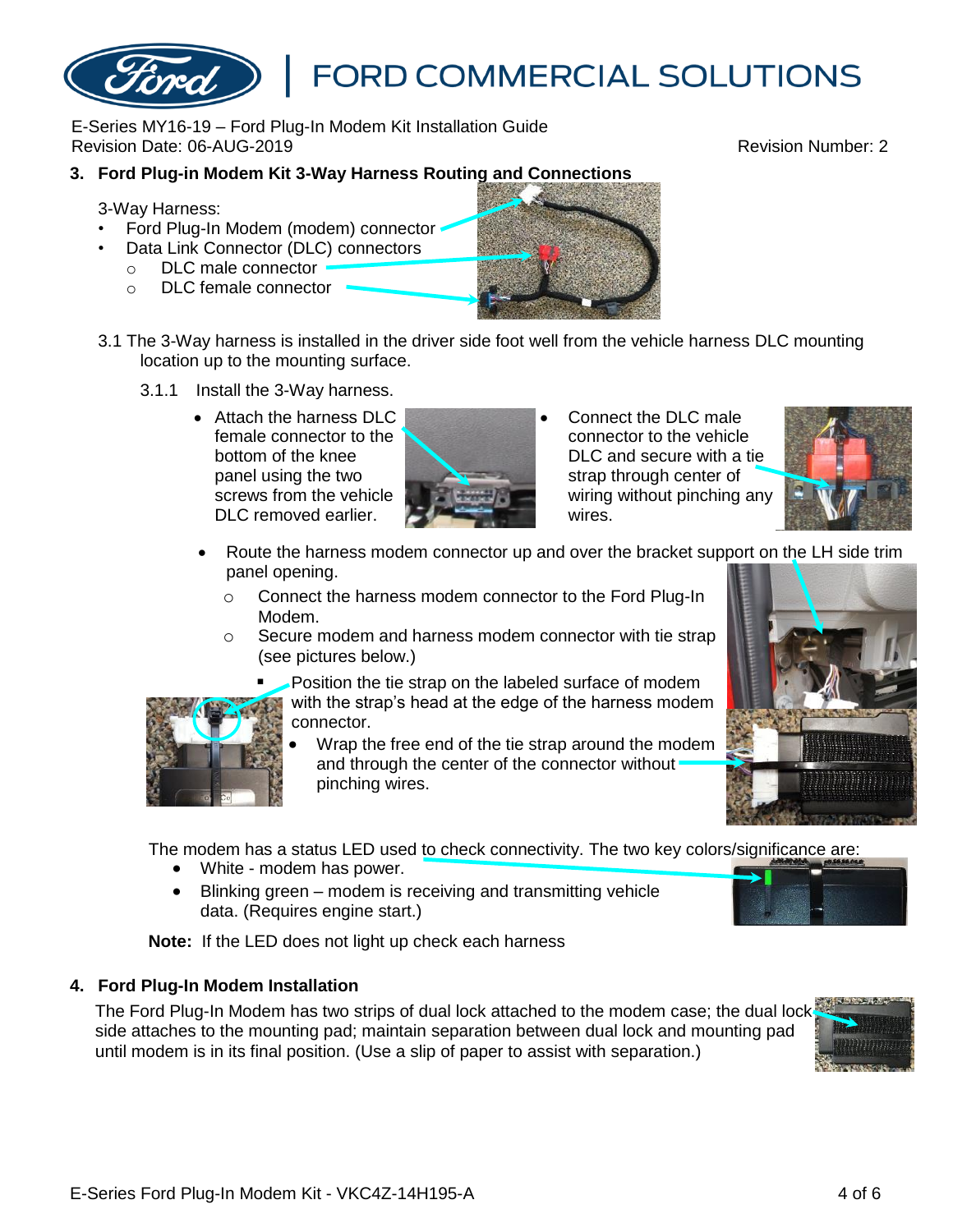## 3. Ford Plug-in Modem Kit 3-Way Harness Routing and Connections

3-Way Harness:

- Ford Plug-In Modem (modem) connector
- Data Link Connector (DLC) connectors
  - DLC male connector
  - DLC female connector

3.1 The 3-Way harness is installed in the driver side foot well from the vehicle harness DLC mounting location up to the mounting surface.

3.1.1 Install the 3-Way harness.

- Attach the harness DLC female connector to the bottom of the knee panel using the two screws from the vehicle DLC removed earlier.
- Connect the DLC male connector to the vehicle DLC and secure with a tie strap through center of wiring without pinching any wires.
- Route the harness modem connector up and over the bracket support on the LH side trim panel opening.
  - Connect the harness modem connector to the Ford Plug-In Modem.
  - Secure modem and harness modem connector with tie strap (see pictures below.)
    - Position the tie strap on the labeled surface of modem with the strap's head at the edge of the harness modem connector.
    - Wrap the free end of the tie strap around the modem and through the center of the connector without pinching wires.

The modem has a status LED used to check connectivity. The two key colors/significance are:

- White - modem has power.
- Blinking green – modem is receiving and transmitting vehicle data. (Requires engine start.)

**Note:** If the LED does not light up check each harness

## 4. Ford Plug-In Modem Installation

The Ford Plug-In Modem has two strips of dual lock attached to the modem case; the dual lock side attaches to the mounting pad; maintain separation between dual lock and mounting pad until modem is in its final position. (Use a slip of paper to assist with separation.)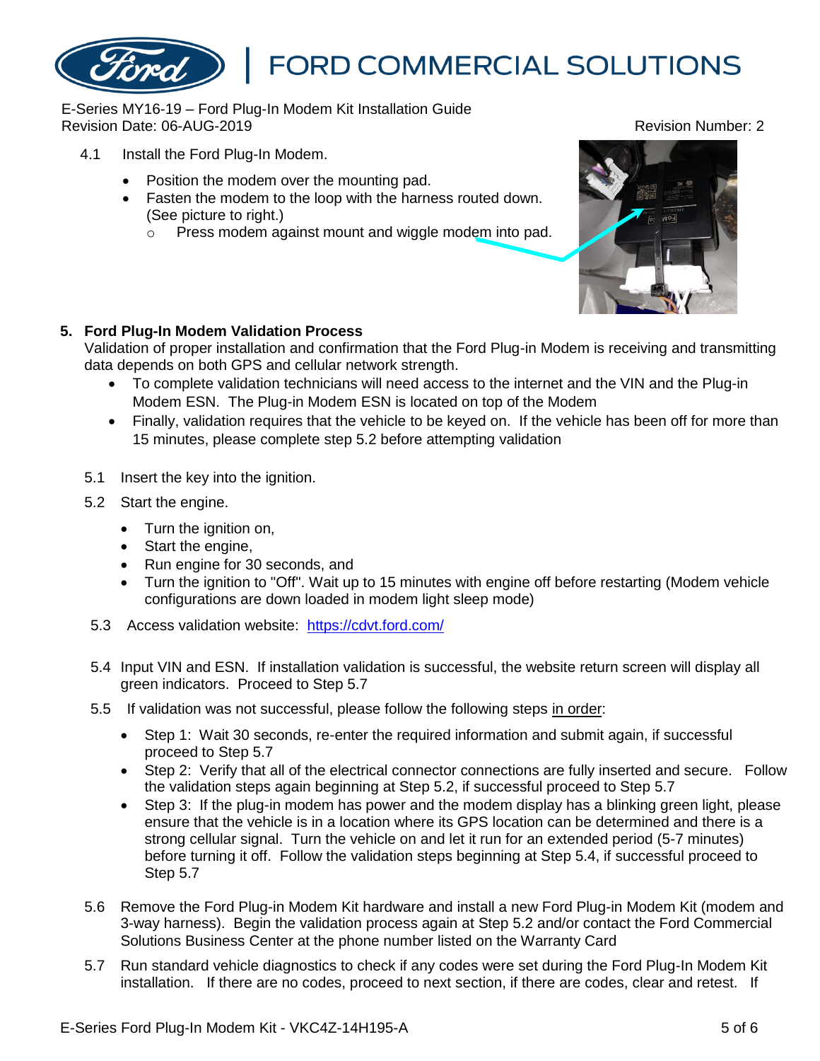E-Series MY16-19 – Ford Plug-In Modem Kit Installation Guide
Revision Date: 06-AUG-2019 Revision Number: 2

4.1 Install the Ford Plug-In Modem.

- Position the modem over the mounting pad.
- Fasten the modem to the loop with the harness routed down. (See picture to right.)
  - Press modem against mount and wiggle modem into pad.

## 5. Ford Plug-In Modem Validation Process

Validation of proper installation and confirmation that the Ford Plug-in Modem is receiving and transmitting data depends on both GPS and cellular network strength.

- To complete validation technicians will need access to the internet and the VIN and the Plug-in Modem ESN. The Plug-in Modem ESN is located on top of the Modem
- Finally, validation requires that the vehicle to be keyed on. If the vehicle has been off for more than 15 minutes, please complete step 5.2 before attempting validation

5.1 Insert the key into the ignition.

5.2 Start the engine.

- Turn the ignition on,
- Start the engine,
- Run engine for 30 seconds, and
- Turn the ignition to "Off". Wait up to 15 minutes with engine off before restarting (Modem vehicle configurations are down loaded in modem light sleep mode)

5.3 Access validation website: https://cdvt.ford.com/

5.4 Input VIN and ESN. If installation validation is successful, the website return screen will display all green indicators. Proceed to Step 5.7

5.5 If validation was not successful, please follow the following steps in order:

- Step 1: Wait 30 seconds, re-enter the required information and submit again, if successful proceed to Step 5.7
- Step 2: Verify that all of the electrical connector connections are fully inserted and secure. Follow the validation steps again beginning at Step 5.2, if successful proceed to Step 5.7
- Step 3: If the plug-in modem has power and the modem display has a blinking green light, please ensure that the vehicle is in a location where its GPS location can be determined and there is a strong cellular signal. Turn the vehicle on and let it run for an extended period (5-7 minutes) before turning it off. Follow the validation steps beginning at Step 5.4, if successful proceed to Step 5.7

5.6 Remove the Ford Plug-in Modem Kit hardware and install a new Ford Plug-in Modem Kit (modem and 3-way harness). Begin the validation process again at Step 5.2 and/or contact the Ford Commercial Solutions Business Center at the phone number listed on the Warranty Card

5.7 Run standard vehicle diagnostics to check if any codes were set during the Ford Plug-In Modem Kit installation. If there are no codes, proceed to next section, if there are codes, clear and retest. If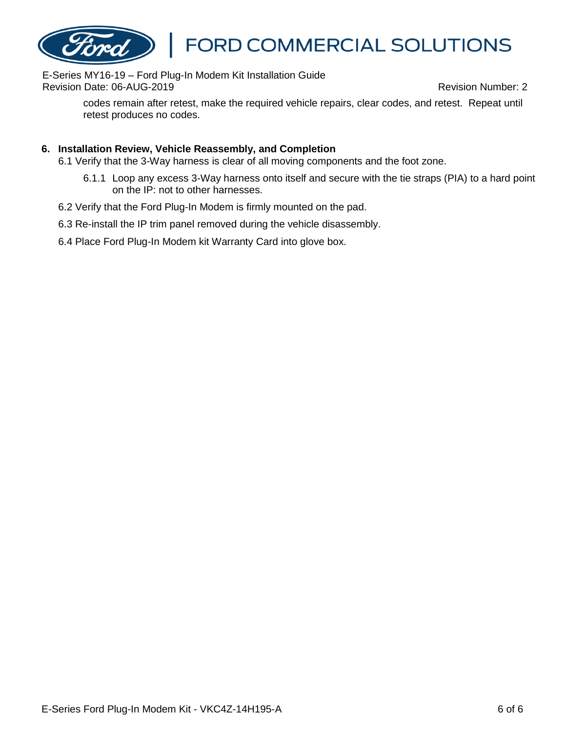codes remain after retest, make the required vehicle repairs, clear codes, and retest. Repeat until retest produces no codes.

**6. Installation Review, Vehicle Reassembly, and Completion**

6.1 Verify that the 3-Way harness is clear of all moving components and the foot zone.

6.1.1 Loop any excess 3-Way harness onto itself and secure with the tie straps (PIA) to a hard point on the IP: not to other harnesses.

6.2 Verify that the Ford Plug-In Modem is firmly mounted on the pad.

6.3 Re-install the IP trim panel removed during the vehicle disassembly.

6.4 Place Ford Plug-In Modem kit Warranty Card into glove box.